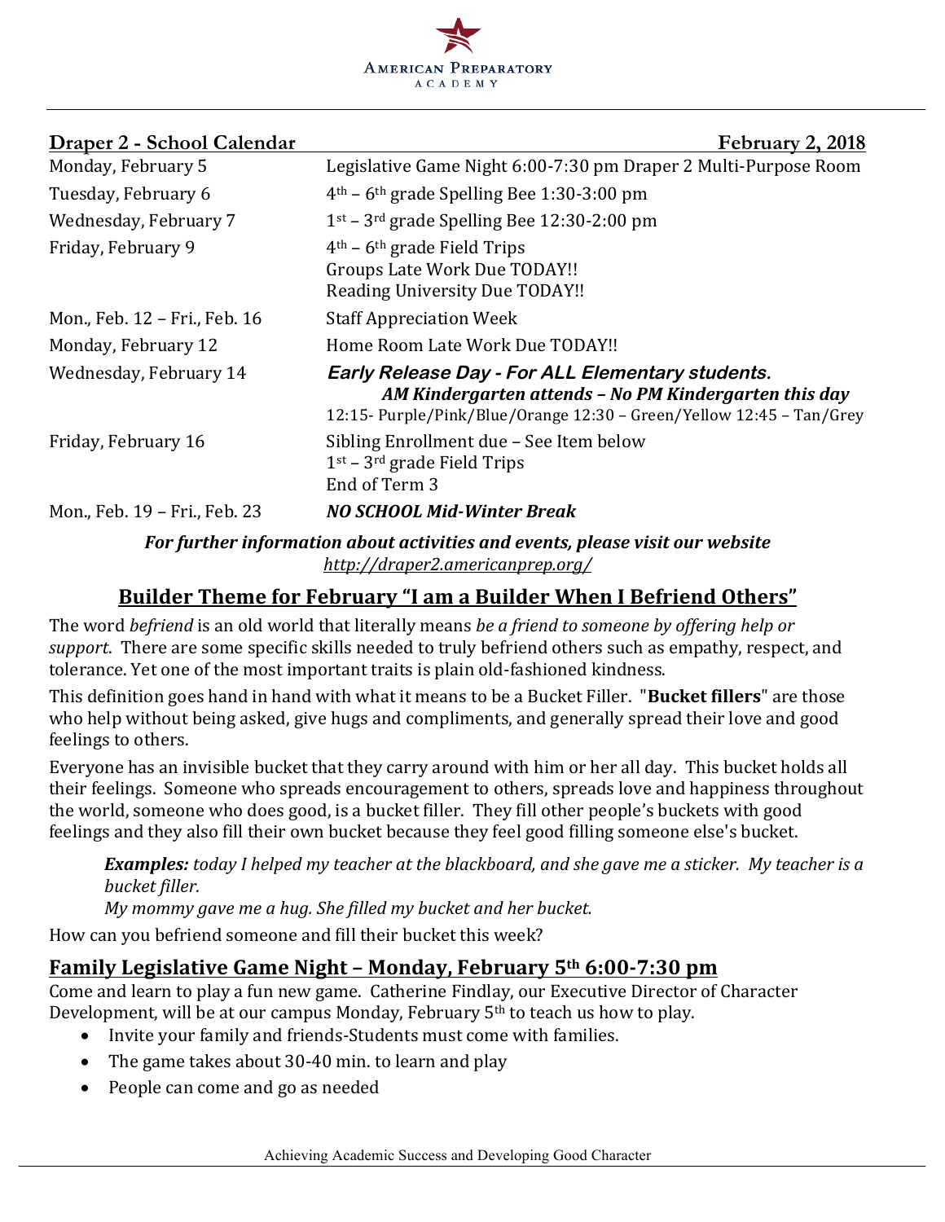American Preparatory Academy

**Draper 2 - School Calendar** **February 2, 2018**

| | |
|---|---|
| Monday, February 5 | Legislative Game Night 6:00-7:30 pm Draper 2 Multi-Purpose Room |
| Tuesday, February 6 | 4th – 6th grade Spelling Bee 1:30-3:00 pm |
| Wednesday, February 7 | 1st – 3rd grade Spelling Bee 12:30-2:00 pm |
| Friday, February 9 | 4th – 6th grade Field Trips<br>Groups Late Work Due TODAY!!<br>Reading University Due TODAY!! |
| Mon., Feb. 12 – Fri., Feb. 16 | Staff Appreciation Week |
| Monday, February 12 | Home Room Late Work Due TODAY!! |
| Wednesday, February 14 | ***Early Release Day - For ALL Elementary students.***<br>***AM Kindergarten attends – No PM Kindergarten this day***<br>12:15- Purple/Pink/Blue/Orange 12:30 – Green/Yellow 12:45 – Tan/Grey |
| Friday, February 16 | Sibling Enrollment due – See Item below<br>1st – 3rd grade Field Trips<br>End of Term 3 |
| Mon., Feb. 19 – Fri., Feb. 23 | ***NO SCHOOL Mid-Winter Break*** |

***For further information about activities and events, please visit our website***
*http://draper2.americanprep.org/*

## Builder Theme for February "I am a Builder When I Befriend Others"

The word *befriend* is an old world that literally means *be a friend to someone by offering help or support*. There are some specific skills needed to truly befriend others such as empathy, respect, and tolerance. Yet one of the most important traits is plain old-fashioned kindness.

This definition goes hand in hand with what it means to be a Bucket Filler. "**Bucket fillers**" are those who help without being asked, give hugs and compliments, and generally spread their love and good feelings to others.

Everyone has an invisible bucket that they carry around with him or her all day. This bucket holds all their feelings. Someone who spreads encouragement to others, spreads love and happiness throughout the world, someone who does good, is a bucket filler. They fill other people's buckets with good feelings and they also fill their own bucket because they feel good filling someone else's bucket.

> ***Examples:*** *today I helped my teacher at the blackboard, and she gave me a sticker. My teacher is a bucket filler.*
> *My mommy gave me a hug. She filled my bucket and her bucket.*

How can you befriend someone and fill their bucket this week?

## Family Legislative Game Night – Monday, February 5th 6:00-7:30 pm

Come and learn to play a fun new game. Catherine Findlay, our Executive Director of Character Development, will be at our campus Monday, February 5th to teach us how to play.

- Invite your family and friends-Students must come with families.
- The game takes about 30-40 min. to learn and play
- People can come and go as needed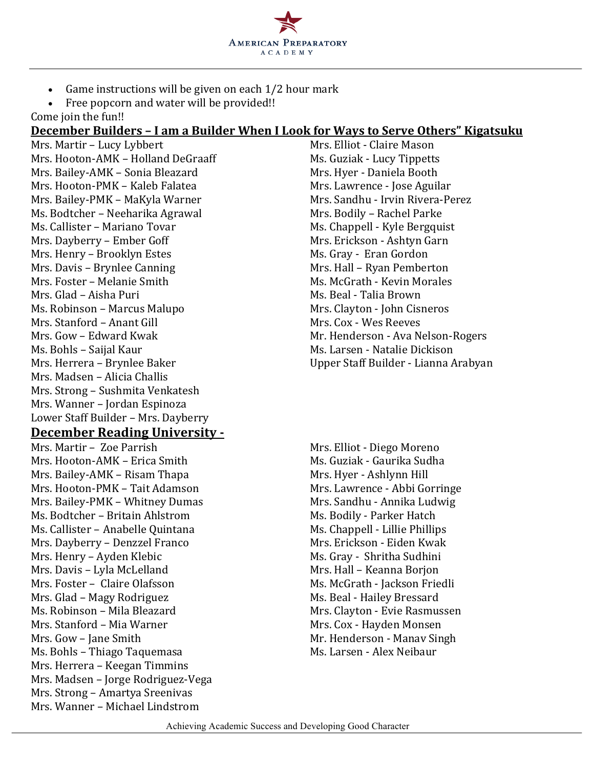- Game instructions will be given on each 1/2 hour mark
- Free popcorn and water will be provided!!

Come join the fun!!

## December Builders – I am a Builder When I Look for Ways to Serve Others" Kigatsuku

Mrs. Martir – Lucy Lybbert
Mrs. Hooton-AMK – Holland DeGraaff
Mrs. Bailey-AMK – Sonia Bleazard
Mrs. Hooton-PMK – Kaleb Falatea
Mrs. Bailey-PMK – MaKyla Warner
Ms. Bodtcher – Neeharika Agrawal
Ms. Callister – Mariano Tovar
Mrs. Dayberry – Ember Goff
Mrs. Henry – Brooklyn Estes
Mrs. Davis – Brynlee Canning
Mrs. Foster – Melanie Smith
Mrs. Glad – Aisha Puri
Ms. Robinson – Marcus Malupo
Mrs. Stanford – Anant Gill
Mrs. Gow – Edward Kwak
Ms. Bohls – Saijal Kaur
Mrs. Herrera – Brynlee Baker
Mrs. Madsen – Alicia Challis
Mrs. Strong – Sushmita Venkatesh
Mrs. Wanner – Jordan Espinoza
Lower Staff Builder – Mrs. Dayberry
Mrs. Elliot - Claire Mason
Ms. Guziak - Lucy Tippetts
Mrs. Hyer - Daniela Booth
Mrs. Lawrence - Jose Aguilar
Mrs. Sandhu - Irvin Rivera-Perez
Mrs. Bodily – Rachel Parke
Ms. Chappell - Kyle Bergquist
Mrs. Erickson - Ashtyn Garn
Ms. Gray - Eran Gordon
Mrs. Hall – Ryan Pemberton
Ms. McGrath - Kevin Morales
Ms. Beal - Talia Brown
Mrs. Clayton - John Cisneros
Mrs. Cox - Wes Reeves
Mr. Henderson - Ava Nelson-Rogers
Ms. Larsen - Natalie Dickison
Upper Staff Builder - Lianna Arabyan

## December Reading University -

Mrs. Martir – Zoe Parrish
Mrs. Hooton-AMK – Erica Smith
Mrs. Bailey-AMK – Risam Thapa
Mrs. Hooton-PMK – Tait Adamson
Mrs. Bailey-PMK – Whitney Dumas
Ms. Bodtcher – Britain Ahlstrom
Ms. Callister – Anabelle Quintana
Mrs. Dayberry – Denzzel Franco
Mrs. Henry – Ayden Klebic
Mrs. Davis – Lyla McLelland
Mrs. Foster – Claire Olafsson
Mrs. Glad – Magy Rodriguez
Ms. Robinson – Mila Bleazard
Mrs. Stanford – Mia Warner
Mrs. Gow – Jane Smith
Ms. Bohls – Thiago Taquemasa
Mrs. Herrera – Keegan Timmins
Mrs. Madsen – Jorge Rodriguez-Vega
Mrs. Strong – Amartya Sreenivas
Mrs. Wanner – Michael Lindstrom
Mrs. Elliot - Diego Moreno
Ms. Guziak - Gaurika Sudha
Mrs. Hyer - Ashlynn Hill
Mrs. Lawrence - Abbi Gorringe
Mrs. Sandhu - Annika Ludwig
Ms. Bodily - Parker Hatch
Ms. Chappell - Lillie Phillips
Mrs. Erickson - Eiden Kwak
Ms. Gray - Shritha Sudhini
Mrs. Hall – Keanna Borjon
Ms. McGrath - Jackson Friedli
Ms. Beal - Hailey Bressard
Mrs. Clayton - Evie Rasmussen
Mrs. Cox - Hayden Monsen
Mr. Henderson - Manav Singh
Ms. Larsen - Alex Neibaur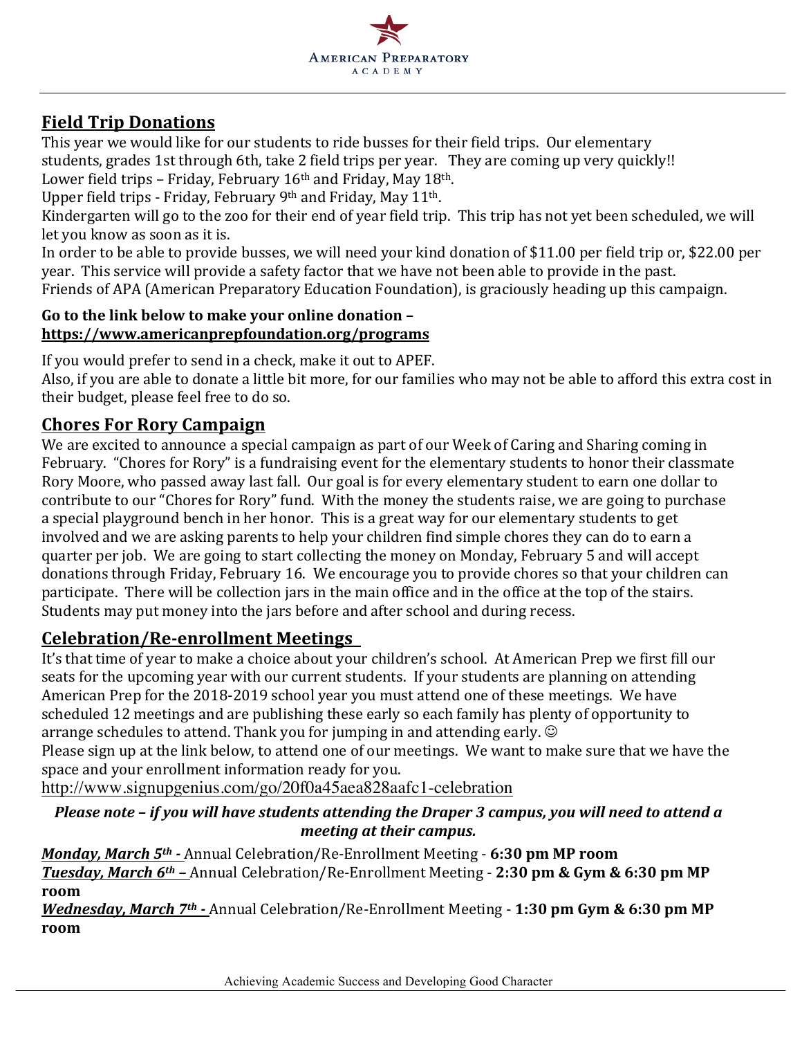## Field Trip Donations

This year we would like for our students to ride busses for their field trips. Our elementary students, grades 1st through 6th, take 2 field trips per year. They are coming up very quickly!!
Lower field trips – Friday, February 16th and Friday, May 18th.
Upper field trips - Friday, February 9th and Friday, May 11th.
Kindergarten will go to the zoo for their end of year field trip. This trip has not yet been scheduled, we will let you know as soon as it is.
In order to be able to provide busses, we will need your kind donation of $11.00 per field trip or, $22.00 per year. This service will provide a safety factor that we have not been able to provide in the past.
Friends of APA (American Preparatory Education Foundation), is graciously heading up this campaign.

**Go to the link below to make your online donation –**
**https://www.americanprepfoundation.org/programs**

If you would prefer to send in a check, make it out to APEF.
Also, if you are able to donate a little bit more, for our families who may not be able to afford this extra cost in their budget, please feel free to do so.

## Chores For Rory Campaign

We are excited to announce a special campaign as part of our Week of Caring and Sharing coming in February. "Chores for Rory" is a fundraising event for the elementary students to honor their classmate Rory Moore, who passed away last fall. Our goal is for every elementary student to earn one dollar to contribute to our "Chores for Rory" fund. With the money the students raise, we are going to purchase a special playground bench in her honor. This is a great way for our elementary students to get involved and we are asking parents to help your children find simple chores they can do to earn a quarter per job. We are going to start collecting the money on Monday, February 5 and will accept donations through Friday, February 16. We encourage you to provide chores so that your children can participate. There will be collection jars in the main office and in the office at the top of the stairs. Students may put money into the jars before and after school and during recess.

## Celebration/Re-enrollment Meetings

It's that time of year to make a choice about your children's school. At American Prep we first fill our seats for the upcoming year with our current students. If your students are planning on attending American Prep for the 2018-2019 school year you must attend one of these meetings. We have scheduled 12 meetings and are publishing these early so each family has plenty of opportunity to arrange schedules to attend. Thank you for jumping in and attending early. ☺
Please sign up at the link below, to attend one of our meetings. We want to make sure that we have the space and your enrollment information ready for you.
http://www.signupgenius.com/go/20f0a45aea828aafc1-celebration

***Please note – if you will have students attending the Draper 3 campus, you will need to attend a meeting at their campus.***

***Monday, March 5th -*** Annual Celebration/Re-Enrollment Meeting - **6:30 pm MP room**
***Tuesday, March 6th –*** Annual Celebration/Re-Enrollment Meeting - **2:30 pm & Gym & 6:30 pm MP room**
***Wednesday, March 7th -*** Annual Celebration/Re-Enrollment Meeting - **1:30 pm Gym & 6:30 pm MP room**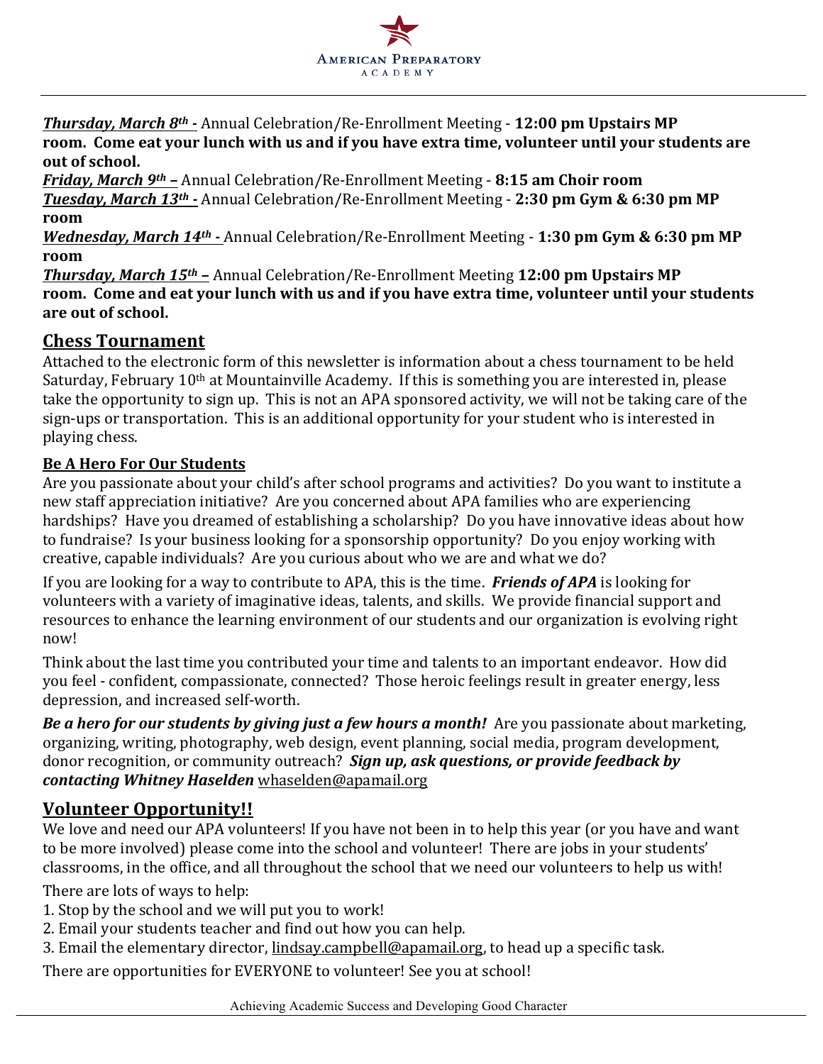***Thursday, March 8th -*** Annual Celebration/Re-Enrollment Meeting - **12:00 pm Upstairs MP room. Come eat your lunch with us and if you have extra time, volunteer until your students are out of school.**
***Friday, March 9th –*** Annual Celebration/Re-Enrollment Meeting - **8:15 am Choir room**
***Tuesday, March 13th -*** Annual Celebration/Re-Enrollment Meeting - **2:30 pm Gym & 6:30 pm MP room**
***Wednesday, March 14th -*** Annual Celebration/Re-Enrollment Meeting - **1:30 pm Gym & 6:30 pm MP room**
***Thursday, March 15th –*** Annual Celebration/Re-Enrollment Meeting **12:00 pm Upstairs MP room. Come and eat your lunch with us and if you have extra time, volunteer until your students are out of school.**

## Chess Tournament

Attached to the electronic form of this newsletter is information about a chess tournament to be held Saturday, February 10th at Mountainville Academy. If this is something you are interested in, please take the opportunity to sign up. This is not an APA sponsored activity, we will not be taking care of the sign-ups or transportation. This is an additional opportunity for your student who is interested in playing chess.

### Be A Hero For Our Students

Are you passionate about your child's after school programs and activities? Do you want to institute a new staff appreciation initiative? Are you concerned about APA families who are experiencing hardships? Have you dreamed of establishing a scholarship? Do you have innovative ideas about how to fundraise? Is your business looking for a sponsorship opportunity? Do you enjoy working with creative, capable individuals? Are you curious about who we are and what we do?

If you are looking for a way to contribute to APA, this is the time. ***Friends of APA*** is looking for volunteers with a variety of imaginative ideas, talents, and skills. We provide financial support and resources to enhance the learning environment of our students and our organization is evolving right now!

Think about the last time you contributed your time and talents to an important endeavor. How did you feel - confident, compassionate, connected? Those heroic feelings result in greater energy, less depression, and increased self-worth.

***Be a hero for our students by giving just a few hours a month!*** Are you passionate about marketing, organizing, writing, photography, web design, event planning, social media, program development, donor recognition, or community outreach? ***Sign up, ask questions, or provide feedback by contacting Whitney Haselden*** whaselden@apamail.org

## Volunteer Opportunity!!

We love and need our APA volunteers! If you have not been in to help this year (or you have and want to be more involved) please come into the school and volunteer! There are jobs in your students' classrooms, in the office, and all throughout the school that we need our volunteers to help us with!

There are lots of ways to help:

1. Stop by the school and we will put you to work!
2. Email your students teacher and find out how you can help.
3. Email the elementary director, lindsay.campbell@apamail.org, to head up a specific task.

There are opportunities for EVERYONE to volunteer! See you at school!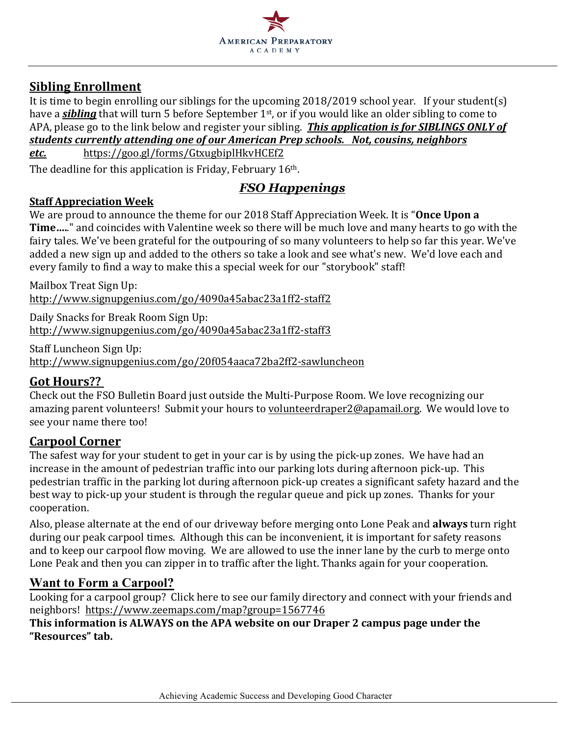## Sibling Enrollment

It is time to begin enrolling our siblings for the upcoming 2018/2019 school year. If your student(s) have a ***sibling*** that will turn 5 before September 1st, or if you would like an older sibling to come to APA, please go to the link below and register your sibling. ***This application is for SIBLINGS ONLY of students currently attending one of our American Prep schools. Not, cousins, neighbors etc.*** https://goo.gl/forms/GtxugbiplHkvHCEf2

The deadline for this application is Friday, February 16th.

## *FSO Happenings*

### Staff Appreciation Week

We are proud to announce the theme for our 2018 Staff Appreciation Week. It is "**Once Upon a Time…..**" and coincides with Valentine week so there will be much love and many hearts to go with the fairy tales. We've been grateful for the outpouring of so many volunteers to help so far this year. We've added a new sign up and added to the others so take a look and see what's new. We'd love each and every family to find a way to make this a special week for our "storybook" staff!

Mailbox Treat Sign Up:
http://www.signupgenius.com/go/4090a45abac23a1ff2-staff2

Daily Snacks for Break Room Sign Up:
http://www.signupgenius.com/go/4090a45abac23a1ff2-staff3

Staff Luncheon Sign Up:
http://www.signupgenius.com/go/20f054aaca72ba2ff2-sawluncheon

## Got Hours??

Check out the FSO Bulletin Board just outside the Multi-Purpose Room. We love recognizing our amazing parent volunteers! Submit your hours to volunteerdraper2@apamail.org. We would love to see your name there too!

## Carpool Corner

The safest way for your student to get in your car is by using the pick-up zones. We have had an increase in the amount of pedestrian traffic into our parking lots during afternoon pick-up. This pedestrian traffic in the parking lot during afternoon pick-up creates a significant safety hazard and the best way to pick-up your student is through the regular queue and pick up zones. Thanks for your cooperation.

Also, please alternate at the end of our driveway before merging onto Lone Peak and **always** turn right during our peak carpool times. Although this can be inconvenient, it is important for safety reasons and to keep our carpool flow moving. We are allowed to use the inner lane by the curb to merge onto Lone Peak and then you can zipper in to traffic after the light. Thanks again for your cooperation.

## Want to Form a Carpool?

Looking for a carpool group? Click here to see our family directory and connect with your friends and neighbors! https://www.zeemaps.com/map?group=1567746

**This information is ALWAYS on the APA website on our Draper 2 campus page under the "Resources" tab.**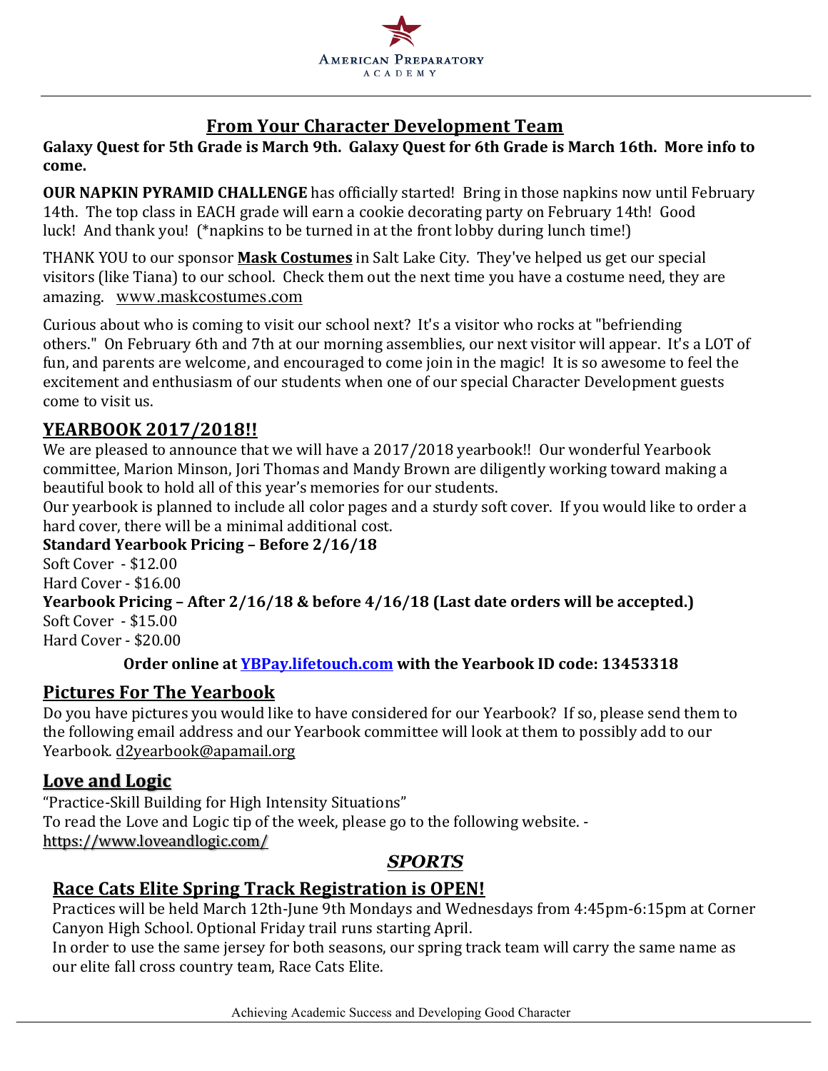## From Your Character Development Team

**Galaxy Quest for 5th Grade is March 9th. Galaxy Quest for 6th Grade is March 16th. More info to come.**

**OUR NAPKIN PYRAMID CHALLENGE** has officially started! Bring in those napkins now until February 14th. The top class in EACH grade will earn a cookie decorating party on February 14th! Good luck! And thank you! (*napkins to be turned in at the front lobby during lunch time!)

THANK YOU to our sponsor **Mask Costumes** in Salt Lake City. They've helped us get our special visitors (like Tiana) to our school. Check them out the next time you have a costume need, they are amazing. www.maskcostumes.com

Curious about who is coming to visit our school next? It's a visitor who rocks at "befriending others." On February 6th and 7th at our morning assemblies, our next visitor will appear. It's a LOT of fun, and parents are welcome, and encouraged to come join in the magic! It is so awesome to feel the excitement and enthusiasm of our students when one of our special Character Development guests come to visit us.

## YEARBOOK 2017/2018!!

We are pleased to announce that we will have a 2017/2018 yearbook!! Our wonderful Yearbook committee, Marion Minson, Jori Thomas and Mandy Brown are diligently working toward making a beautiful book to hold all of this year's memories for our students.

Our yearbook is planned to include all color pages and a sturdy soft cover. If you would like to order a hard cover, there will be a minimal additional cost.

**Standard Yearbook Pricing – Before 2/16/18**

Soft Cover - $12.00
Hard Cover - $16.00

**Yearbook Pricing – After 2/16/18 & before 4/16/18 (Last date orders will be accepted.)**

Soft Cover - $15.00
Hard Cover - $20.00

**Order online at YBPay.lifetouch.com with the Yearbook ID code: 13453318**

## Pictures For The Yearbook

Do you have pictures you would like to have considered for our Yearbook? If so, please send them to the following email address and our Yearbook committee will look at them to possibly add to our Yearbook. d2yearbook@apamail.org

## Love and Logic

"Practice-Skill Building for High Intensity Situations"
To read the Love and Logic tip of the week, please go to the following website. - https://www.loveandlogic.com/

## *SPORTS*

### Race Cats Elite Spring Track Registration is OPEN!

Practices will be held March 12th-June 9th Mondays and Wednesdays from 4:45pm-6:15pm at Corner Canyon High School. Optional Friday trail runs starting April.

In order to use the same jersey for both seasons, our spring track team will carry the same name as our elite fall cross country team, Race Cats Elite.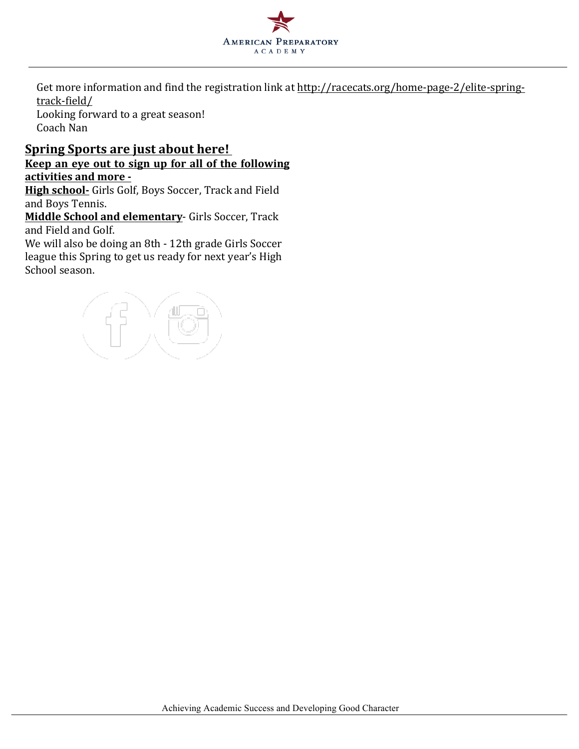Get more information and find the registration link at http://racecats.org/home-page-2/elite-spring-track-field/

Looking forward to a great season!

Coach Nan

## Spring Sports are just about here!

**Keep an eye out to sign up for all of the following activities and more -**

**High school-** Girls Golf, Boys Soccer, Track and Field and Boys Tennis.

**Middle School and elementary**- Girls Soccer, Track and Field and Golf.

We will also be doing an 8th - 12th grade Girls Soccer league this Spring to get us ready for next year's High School season.